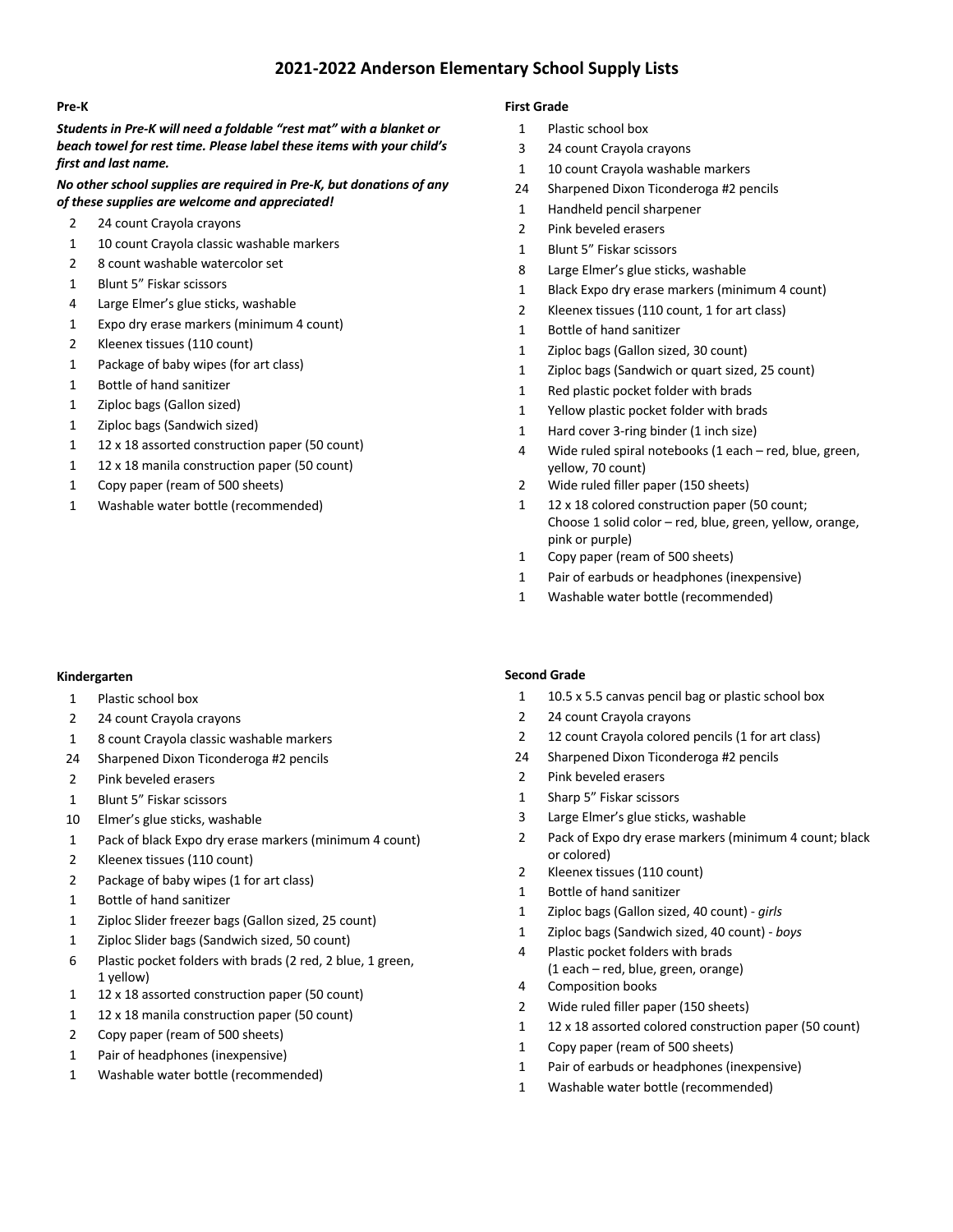# 2021-2022 Anderson Elementary School Supply Lists

### Pre-K

***Students in Pre-K will need a foldable "rest mat" with a blanket or beach towel for rest time. Please label these items with your child's first and last name.***

***No other school supplies are required in Pre-K, but donations of any of these supplies are welcome and appreciated!***

- 2 24 count Crayola crayons
- 1 10 count Crayola classic washable markers
- 2 8 count washable watercolor set
- 1 Blunt 5" Fiskar scissors
- 4 Large Elmer's glue sticks, washable
- 1 Expo dry erase markers (minimum 4 count)
- 2 Kleenex tissues (110 count)
- 1 Package of baby wipes (for art class)
- 1 Bottle of hand sanitizer
- 1 Ziploc bags (Gallon sized)
- 1 Ziploc bags (Sandwich sized)
- 1 12 x 18 assorted construction paper (50 count)
- 1 12 x 18 manila construction paper (50 count)
- 1 Copy paper (ream of 500 sheets)
- 1 Washable water bottle (recommended)

### Kindergarten

- 1 Plastic school box
- 2 24 count Crayola crayons
- 1 8 count Crayola classic washable markers
- 24 Sharpened Dixon Ticonderoga #2 pencils
- 2 Pink beveled erasers
- 1 Blunt 5" Fiskar scissors
- 10 Elmer's glue sticks, washable
- 1 Pack of black Expo dry erase markers (minimum 4 count)
- 2 Kleenex tissues (110 count)
- 2 Package of baby wipes (1 for art class)
- 1 Bottle of hand sanitizer
- 1 Ziploc Slider freezer bags (Gallon sized, 25 count)
- 1 Ziploc Slider bags (Sandwich sized, 50 count)
- 6 Plastic pocket folders with brads (2 red, 2 blue, 1 green, 1 yellow)
- 1 12 x 18 assorted construction paper (50 count)
- 1 12 x 18 manila construction paper (50 count)
- 2 Copy paper (ream of 500 sheets)
- 1 Pair of headphones (inexpensive)
- 1 Washable water bottle (recommended)

### First Grade

- 1 Plastic school box
- 3 24 count Crayola crayons
- 1 10 count Crayola washable markers
- 24 Sharpened Dixon Ticonderoga #2 pencils
- 1 Handheld pencil sharpener
- 2 Pink beveled erasers
- 1 Blunt 5" Fiskar scissors
- 8 Large Elmer's glue sticks, washable
- 1 Black Expo dry erase markers (minimum 4 count)
- 2 Kleenex tissues (110 count, 1 for art class)
- 1 Bottle of hand sanitizer
- 1 Ziploc bags (Gallon sized, 30 count)
- 1 Ziploc bags (Sandwich or quart sized, 25 count)
- 1 Red plastic pocket folder with brads
- 1 Yellow plastic pocket folder with brads
- 1 Hard cover 3-ring binder (1 inch size)
- 4 Wide ruled spiral notebooks (1 each – red, blue, green, yellow, 70 count)
- 2 Wide ruled filler paper (150 sheets)
- 1 12 x 18 colored construction paper (50 count; Choose 1 solid color – red, blue, green, yellow, orange, pink or purple)
- 1 Copy paper (ream of 500 sheets)
- 1 Pair of earbuds or headphones (inexpensive)
- 1 Washable water bottle (recommended)

### Second Grade

- 1 10.5 x 5.5 canvas pencil bag or plastic school box
- 2 24 count Crayola crayons
- 2 12 count Crayola colored pencils (1 for art class)
- 24 Sharpened Dixon Ticonderoga #2 pencils
- 2 Pink beveled erasers
- 1 Sharp 5" Fiskar scissors
- 3 Large Elmer's glue sticks, washable
- 2 Pack of Expo dry erase markers (minimum 4 count; black or colored)
- 2 Kleenex tissues (110 count)
- 1 Bottle of hand sanitizer
- 1 Ziploc bags (Gallon sized, 40 count) - *girls*
- 1 Ziploc bags (Sandwich sized, 40 count) - *boys*
- 4 Plastic pocket folders with brads (1 each – red, blue, green, orange)
- 4 Composition books
- 2 Wide ruled filler paper (150 sheets)
- 1 12 x 18 assorted colored construction paper (50 count)
- 1 Copy paper (ream of 500 sheets)
- 1 Pair of earbuds or headphones (inexpensive)
- 1 Washable water bottle (recommended)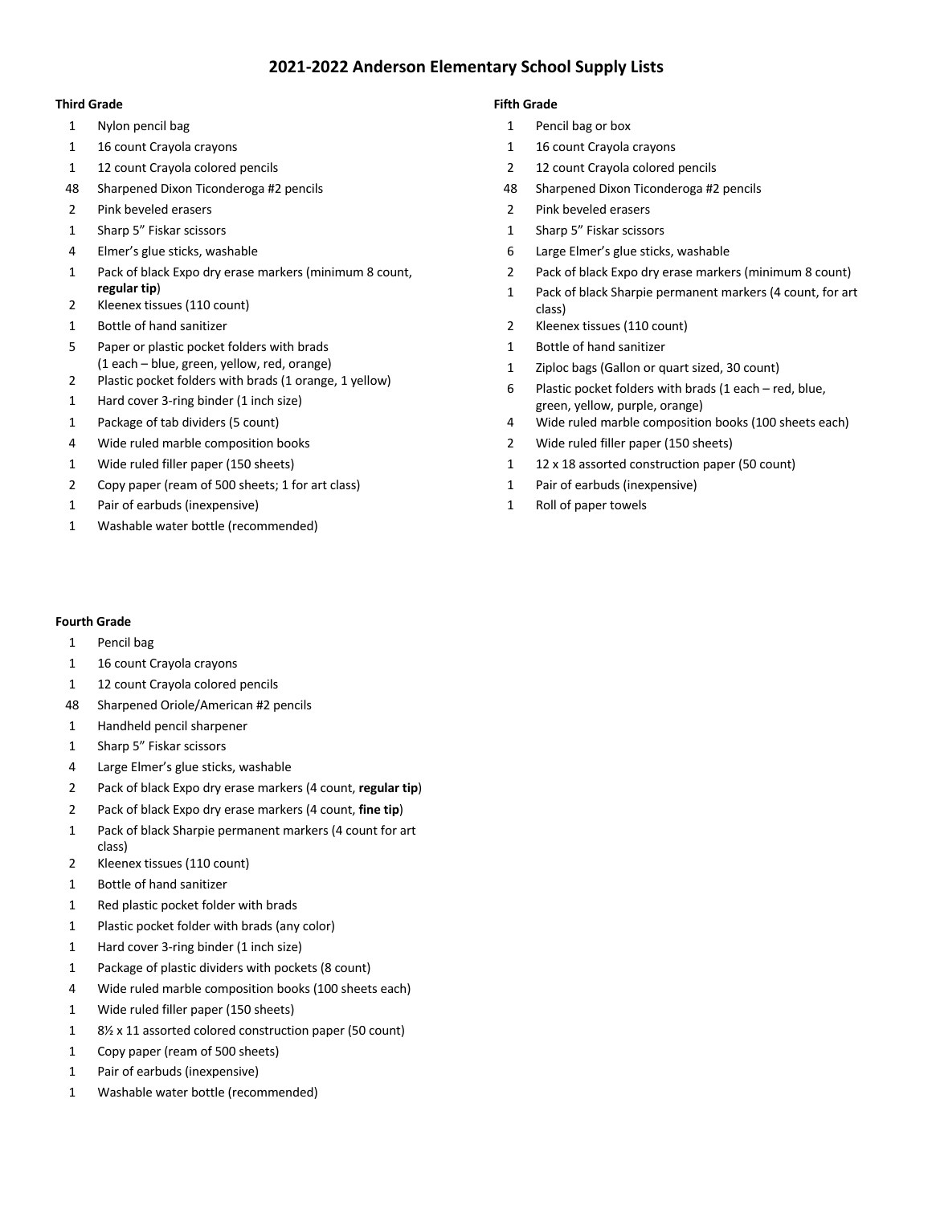# 2021-2022 Anderson Elementary School Supply Lists

### Third Grade

| | |
|---|---|
| 1 | Nylon pencil bag |
| 1 | 16 count Crayola crayons |
| 1 | 12 count Crayola colored pencils |
| 48 | Sharpened Dixon Ticonderoga #2 pencils |
| 2 | Pink beveled erasers |
| 1 | Sharp 5” Fiskar scissors |
| 4 | Elmer’s glue sticks, washable |
| 1 | Pack of black Expo dry erase markers (minimum 8 count, **regular tip**) |
| 2 | Kleenex tissues (110 count) |
| 1 | Bottle of hand sanitizer |
| 5 | Paper or plastic pocket folders with brads (1 each – blue, green, yellow, red, orange) |
| 2 | Plastic pocket folders with brads (1 orange, 1 yellow) |
| 1 | Hard cover 3-ring binder (1 inch size) |
| 1 | Package of tab dividers (5 count) |
| 4 | Wide ruled marble composition books |
| 1 | Wide ruled filler paper (150 sheets) |
| 2 | Copy paper (ream of 500 sheets; 1 for art class) |
| 1 | Pair of earbuds (inexpensive) |
| 1 | Washable water bottle (recommended) |

### Fourth Grade

| | |
|---|---|
| 1 | Pencil bag |
| 1 | 16 count Crayola crayons |
| 1 | 12 count Crayola colored pencils |
| 48 | Sharpened Oriole/American #2 pencils |
| 1 | Handheld pencil sharpener |
| 1 | Sharp 5” Fiskar scissors |
| 4 | Large Elmer’s glue sticks, washable |
| 2 | Pack of black Expo dry erase markers (4 count, **regular tip**) |
| 2 | Pack of black Expo dry erase markers (4 count, **fine tip**) |
| 1 | Pack of black Sharpie permanent markers (4 count for art class) |
| 2 | Kleenex tissues (110 count) |
| 1 | Bottle of hand sanitizer |
| 1 | Red plastic pocket folder with brads |
| 1 | Plastic pocket folder with brads (any color) |
| 1 | Hard cover 3-ring binder (1 inch size) |
| 1 | Package of plastic dividers with pockets (8 count) |
| 4 | Wide ruled marble composition books (100 sheets each) |
| 1 | Wide ruled filler paper (150 sheets) |
| 1 | 8½ x 11 assorted colored construction paper (50 count) |
| 1 | Copy paper (ream of 500 sheets) |
| 1 | Pair of earbuds (inexpensive) |
| 1 | Washable water bottle (recommended) |

### Fifth Grade

| | |
|---|---|
| 1 | Pencil bag or box |
| 1 | 16 count Crayola crayons |
| 2 | 12 count Crayola colored pencils |
| 48 | Sharpened Dixon Ticonderoga #2 pencils |
| 2 | Pink beveled erasers |
| 1 | Sharp 5” Fiskar scissors |
| 6 | Large Elmer’s glue sticks, washable |
| 2 | Pack of black Expo dry erase markers (minimum 8 count) |
| 1 | Pack of black Sharpie permanent markers (4 count, for art class) |
| 2 | Kleenex tissues (110 count) |
| 1 | Bottle of hand sanitizer |
| 1 | Ziploc bags (Gallon or quart sized, 30 count) |
| 6 | Plastic pocket folders with brads (1 each – red, blue, green, yellow, purple, orange) |
| 4 | Wide ruled marble composition books (100 sheets each) |
| 2 | Wide ruled filler paper (150 sheets) |
| 1 | 12 x 18 assorted construction paper (50 count) |
| 1 | Pair of earbuds (inexpensive) |
| 1 | Roll of paper towels |